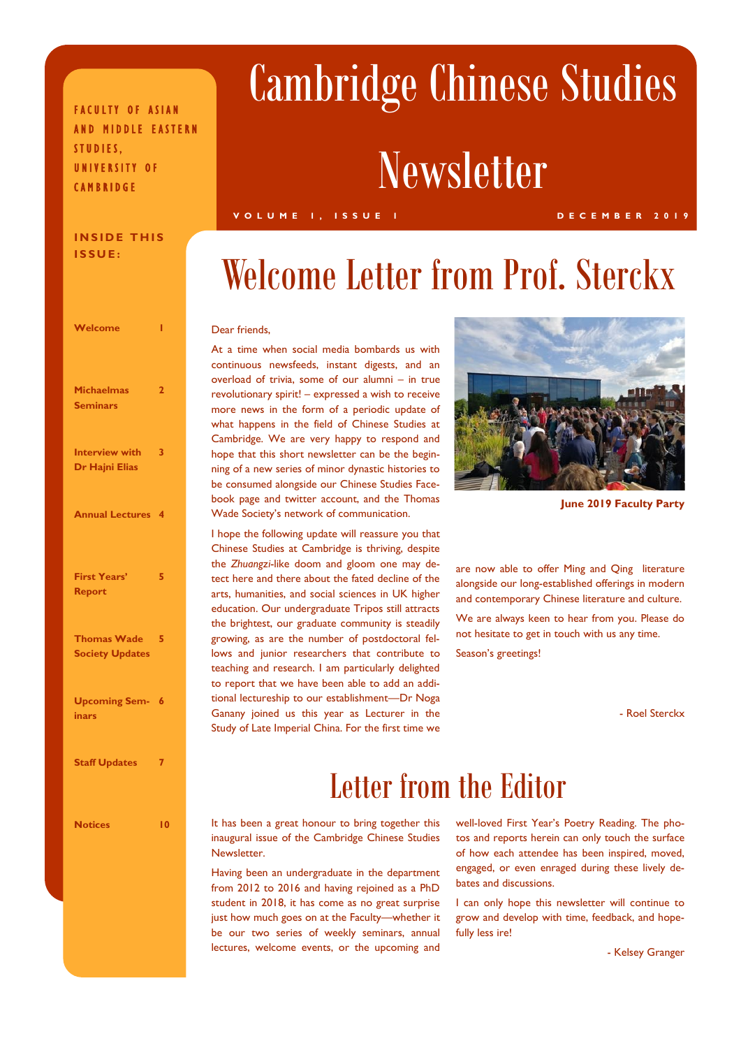FACULTY OF ASIAN AND MIDDLE EASTERN STUDIES, UNIVERSITY OF CAMBRIDGE

# Cambridge Chinese Studies Newsletter

VOLUME 1, ISSUE 1 — DECEMBER 2019

**INSIDE THIS ISSUE:**

| | |
|---|---|
| Welcome | 1 |
| Michaelmas Seminars | 2 |
| Interview with Dr Hajni Elias | 3 |
| Annual Lectures | 4 |
| First Years' Report | 5 |
| Thomas Wade Society Updates | 5 |
| Upcoming Seminars | 6 |
| Staff Updates | 7 |
| Notices | 10 |

## Welcome Letter from Prof. Sterckx

Dear friends,

At a time when social media bombards us with continuous newsfeeds, instant digests, and an overload of trivia, some of our alumni – in true revolutionary spirit! – expressed a wish to receive more news in the form of a periodic update of what happens in the field of Chinese Studies at Cambridge. We are very happy to respond and hope that this short newsletter can be the beginning of a new series of minor dynastic histories to be consumed alongside our Chinese Studies Facebook page and twitter account, and the Thomas Wade Society's network of communication.

I hope the following update will reassure you that Chinese Studies at Cambridge is thriving, despite the *Zhuangzi*-like doom and gloom one may detect here and there about the fated decline of the arts, humanities, and social sciences in UK higher education. Our undergraduate Tripos still attracts the brightest, our graduate community is steadily growing, as are the number of postdoctoral fellows and junior researchers that contribute to teaching and research. I am particularly delighted to report that we have been able to add an additional lectureship to our establishment—Dr Noga Ganany joined us this year as Lecturer in the Study of Late Imperial China. For the first time we are now able to offer Ming and Qing literature alongside our long-established offerings in modern and contemporary Chinese literature and culture.

**June 2019 Faculty Party**

We are always keen to hear from you. Please do not hesitate to get in touch with us any time.

Season's greetings!

\- Roel Sterckx

## Letter from the Editor

It has been a great honour to bring together this inaugural issue of the Cambridge Chinese Studies Newsletter.

Having been an undergraduate in the department from 2012 to 2016 and having rejoined as a PhD student in 2018, it has come as no great surprise just how much goes on at the Faculty—whether it be our two series of weekly seminars, annual lectures, welcome events, or the upcoming and well-loved First Year's Poetry Reading. The photos and reports herein can only touch the surface of how each attendee has been inspired, moved, engaged, or even enraged during these lively debates and discussions.

I can only hope this newsletter will continue to grow and develop with time, feedback, and hopefully less ire!

\- Kelsey Granger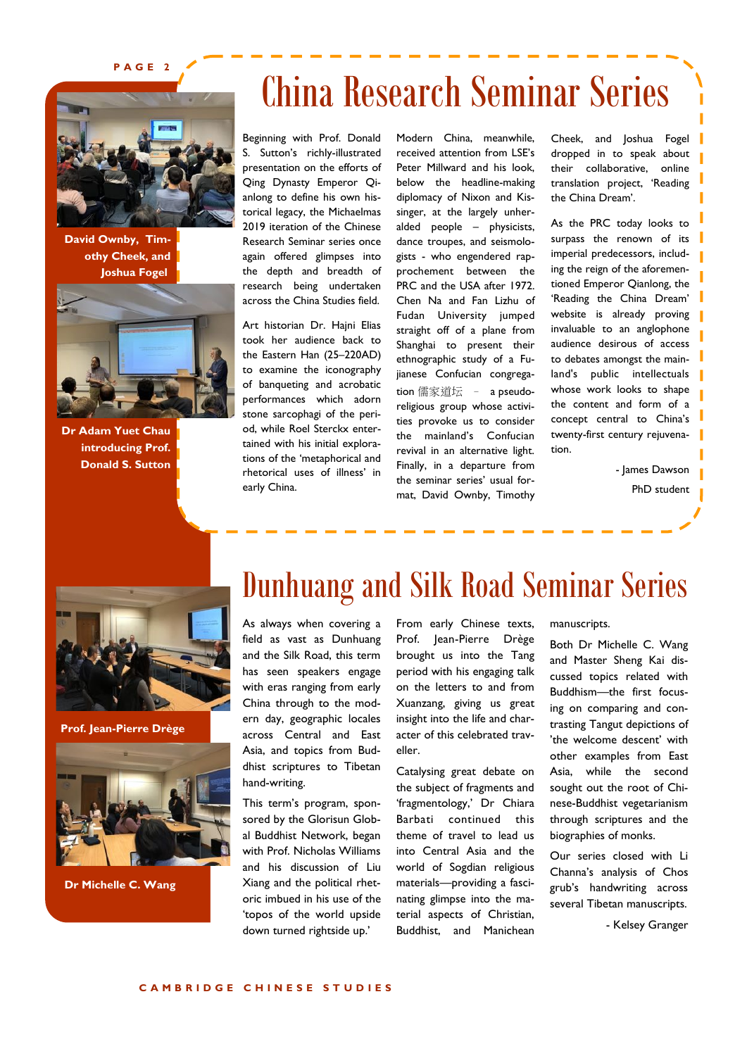# China Research Seminar Series

David Ownby, Timothy Cheek, and Joshua Fogel

Dr Adam Yuet Chau introducing Prof. Donald S. Sutton

Beginning with Prof. Donald S. Sutton's richly-illustrated presentation on the efforts of Qing Dynasty Emperor Qianlong to define his own historical legacy, the Michaelmas 2019 iteration of the Chinese Research Seminar series once again offered glimpses into the depth and breadth of research being undertaken across the China Studies field.

Art historian Dr. Hajni Elias took her audience back to the Eastern Han (25–220AD) to examine the iconography of banqueting and acrobatic performances which adorn stone sarcophagi of the period, while Roel Sterckx entertained with his initial explorations of the 'metaphorical and rhetorical uses of illness' in early China.

Modern China, meanwhile, received attention from LSE's Peter Millward and his look, below the headline-making diplomacy of Nixon and Kissinger, at the largely unheralded people – physicists, dance troupes, and seismologists - who engendered rapprochement between the PRC and the USA after 1972. Chen Na and Fan Lizhu of Fudan University jumped straight off of a plane from Shanghai to present their ethnographic study of a Fujianese Confucian congregation 儒家道坛 – a pseudo-religious group whose activities provoke us to consider the mainland's Confucian revival in an alternative light. Finally, in a departure from the seminar series' usual format, David Ownby, Timothy Cheek, and Joshua Fogel dropped in to speak about their collaborative, online translation project, 'Reading the China Dream'.

As the PRC today looks to surpass the renown of its imperial predecessors, including the reign of the aforementioned Emperor Qianlong, the 'Reading the China Dream' website is already proving invaluable to an anglophone audience desirous of access to debates amongst the mainland's public intellectuals whose work looks to shape the content and form of a concept central to China's twenty-first century rejuvenation.

- James Dawson
PhD student

# Dunhuang and Silk Road Seminar Series

Prof. Jean-Pierre Drège

Dr Michelle C. Wang

As always when covering a field as vast as Dunhuang and the Silk Road, this term has seen speakers engage with eras ranging from early China through to the modern day, geographic locales across Central and East Asia, and topics from Buddhist scriptures to Tibetan hand-writing.

This term's program, sponsored by the Glorisun Global Buddhist Network, began with Prof. Nicholas Williams and his discussion of Liu Xiang and the political rhetoric imbued in his use of the 'topos of the world upside down turned rightside up.'

From early Chinese texts, Prof. Jean-Pierre Drège brought us into the Tang period with his engaging talk on the letters to and from Xuanzang, giving us great insight into the life and character of this celebrated traveller.

Catalysing great debate on the subject of fragments and 'fragmentology,' Dr Chiara Barbati continued this theme of travel to lead us into Central Asia and the world of Sogdian religious materials—providing a fascinating glimpse into the material aspects of Christian, Buddhist, and Manichean manuscripts.

Both Dr Michelle C. Wang and Master Sheng Kai discussed topics related with Buddhism—the first focusing on comparing and contrasting Tangut depictions of 'the welcome descent' with other examples from East Asia, while the second sought out the root of Chinese-Buddhist vegetarianism through scriptures and the biographies of monks.

Our series closed with Li Channa's analysis of Chos grub's handwriting across several Tibetan manuscripts.

- Kelsey Granger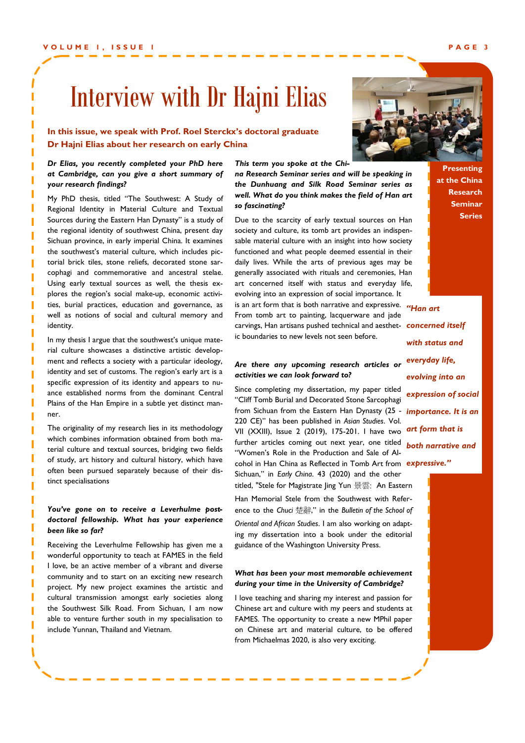# Interview with Dr Hajni Elias

**In this issue, we speak with Prof. Roel Sterckx's doctoral graduate Dr Hajni Elias about her research on early China**

Presenting at the China Research Seminar Series

***Dr Elias, you recently completed your PhD here at Cambridge, can you give a short summary of your research findings?***

My PhD thesis, titled "The Southwest: A Study of Regional Identity in Material Culture and Textual Sources during the Eastern Han Dynasty" is a study of the regional identity of southwest China, present day Sichuan province, in early imperial China. It examines the southwest's material culture, which includes pictorial brick tiles, stone reliefs, decorated stone sarcophagi and commemorative and ancestral stelae. Using early textual sources as well, the thesis explores the region's social make-up, economic activities, burial practices, education and governance, as well as notions of social and cultural memory and identity.

In my thesis I argue that the southwest's unique material culture showcases a distinctive artistic development and reflects a society with a particular ideology, identity and set of customs. The region's early art is a specific expression of its identity and appears to nuance established norms from the dominant Central Plains of the Han Empire in a subtle yet distinct manner.

The originality of my research lies in its methodology which combines information obtained from both material culture and textual sources, bridging two fields of study, art history and cultural history, which have often been pursued separately because of their distinct specialisations

***You've gone on to receive a Leverhulme postdoctoral fellowship. What has your experience been like so far?***

Receiving the Leverhulme Fellowship has given me a wonderful opportunity to teach at FAMES in the field I love, be an active member of a vibrant and diverse community and to start on an exciting new research project. My new project examines the artistic and cultural transmission amongst early societies along the Southwest Silk Road. From Sichuan, I am now able to venture further south in my specialisation to include Yunnan, Thailand and Vietnam.

***This term you spoke at the China Research Seminar series and will be speaking in the Dunhuang and Silk Road Seminar series as well. What do you think makes the field of Han art so fascinating?***

Due to the scarcity of early textual sources on Han society and culture, its tomb art provides an indispensable material culture with an insight into how society functioned and what people deemed essential in their daily lives. While the arts of previous ages may be generally associated with rituals and ceremonies, Han art concerned itself with status and everyday life, evolving into an expression of social importance. It is an art form that is both narrative and expressive. From tomb art to painting, lacquerware and jade carvings, Han artisans pushed technical and aesthetic boundaries to new levels not seen before.

> ***"Han art concerned itself with status and everyday life, evolving into an expression of social importance. It is an art form that is both narrative and expressive."***

***Are there any upcoming research articles or activities we can look forward to?***

Since completing my dissertation, my paper titled "Cliff Tomb Burial and Decorated Stone Sarcophagi from Sichuan from the Eastern Han Dynasty (25 - 220 CE)" has been published in *Asian Studies*. Vol. VII (XXIII), Issue 2 (2019), 175-201. I have two further articles coming out next year, one titled "Women's Role in the Production and Sale of Alcohol in Han China as Reflected in Tomb Art from Sichuan," in *Early China*. 43 (2020) and the other titled, "Stele for Magistrate Jing Yun 景雲: An Eastern Han Memorial Stele from the Southwest with Reference to the *Chuci* 楚辭," in the *Bulletin of the School of Oriental and African Studies*. I am also working on adapting my dissertation into a book under the editorial guidance of the Washington University Press.

***What has been your most memorable achievement during your time in the University of Cambridge?***

I love teaching and sharing my interest and passion for Chinese art and culture with my peers and students at FAMES. The opportunity to create a new MPhil paper on Chinese art and material culture, to be offered from Michaelmas 2020, is also very exciting.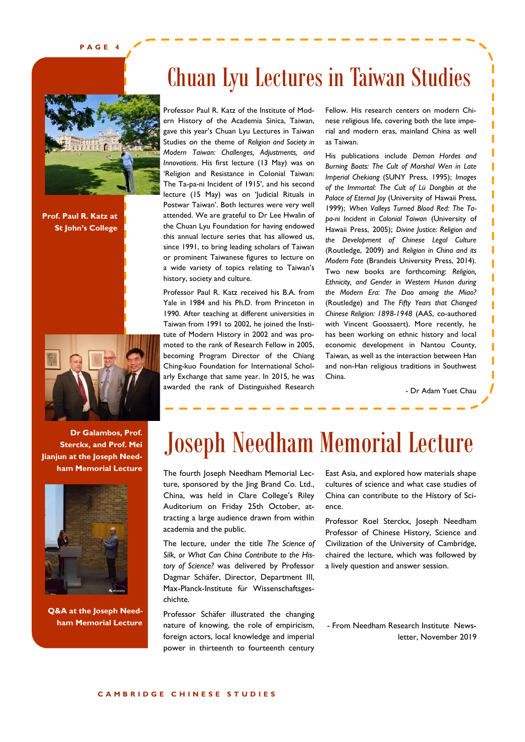# Chuan Lyu Lectures in Taiwan Studies

Prof. Paul R. Katz at St John's College

Professor Paul R. Katz of the Institute of Modern History of the Academia Sinica, Taiwan, gave this year's Chuan Lyu Lectures in Taiwan Studies on the theme of *Religion and Society in Modern Taiwan: Challenges, Adjustments, and Innovations*. His first lecture (13 May) was on 'Religion and Resistance in Colonial Taiwan: The Ta-pa-ni Incident of 1915', and his second lecture (15 May) was on 'Judicial Rituals in Postwar Taiwan'. Both lectures were very well attended. We are grateful to Dr Lee Hwalin of the Chuan Lyu Foundation for having endowed this annual lecture series that has allowed us, since 1991, to bring leading scholars of Taiwan or prominent Taiwanese figures to lecture on a wide variety of topics relating to Taiwan's history, society and culture.

Professor Paul R. Katz received his B.A. from Yale in 1984 and his Ph.D. from Princeton in 1990. After teaching at different universities in Taiwan from 1991 to 2002, he joined the Institute of Modern History in 2002 and was promoted to the rank of Research Fellow in 2005, becoming Program Director of the Chiang Ching-kuo Foundation for International Scholarly Exchange that same year. In 2015, he was awarded the rank of Distinguished Research Fellow. His research centers on modern Chinese religious life, covering both the late imperial and modern eras, mainland China as well as Taiwan.

His publications include *Demon Hordes and Burning Boats: The Cult of Marshal Wen in Late Imperial Chekiang* (SUNY Press, 1995); *Images of the Immortal: The Cult of Lü Dongbin at the Palace of Eternal Joy* (University of Hawaii Press, 1999); *When Valleys Turned Blood Red: The Ta-pa-ni Incident in Colonial Taiwan* (University of Hawaii Press, 2005); *Divine Justice: Religion and the Development of Chinese Legal Culture* (Routledge, 2009) and *Religion in China and its Modern Fate* (Brandeis University Press, 2014). Two new books are forthcoming: *Religion, Ethnicity, and Gender in Western Hunan during the Modern Era: The Dao among the Miao?* (Routledge) and *The Fifty Years that Changed Chinese Religion: 1898-1948* (AAS, co-authored with Vincent Goossaert). More recently, he has been working on ethnic history and local economic development in Nantou County, Taiwan, as well as the interaction between Han and non-Han religious traditions in Southwest China.

- Dr Adam Yuet Chau

Dr Galambos, Prof. Sterckx, and Prof. Mei Jianjun at the Joseph Needham Memorial Lecture

# Joseph Needham Memorial Lecture

The fourth Joseph Needham Memorial Lecture, sponsored by the Jing Brand Co. Ltd., China, was held in Clare College's Riley Auditorium on Friday 25th October, attracting a large audience drawn from within academia and the public.

The lecture, under the title *The Science of Silk, or What Can China Contribute to the History of Science?* was delivered by Professor Dagmar Schäfer, Director, Department III, Max-Planck-Institute für Wissenschaftsgeschichte.

Professor Schäfer illustrated the changing nature of knowing, the role of empiricism, foreign actors, local knowledge and imperial power in thirteenth to fourteenth century East Asia, and explored how materials shape cultures of science and what case studies of China can contribute to the History of Science.

Professor Roel Sterckx, Joseph Needham Professor of Chinese History, Science and Civilization of the University of Cambridge, chaired the lecture, which was followed by a lively question and answer session.

- From Needham Research Institute Newsletter, November 2019

Q&A at the Joseph Needham Memorial Lecture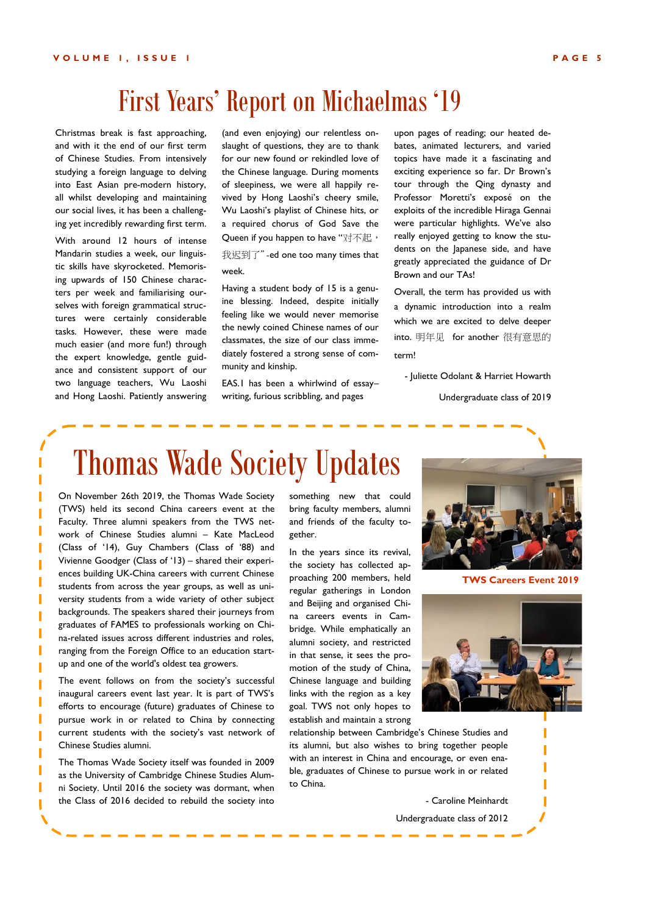# First Years' Report on Michaelmas '19

Christmas break is fast approaching, and with it the end of our first term of Chinese Studies. From intensively studying a foreign language to delving into East Asian pre-modern history, all whilst developing and maintaining our social lives, it has been a challenging yet incredibly rewarding first term.

With around 12 hours of intense Mandarin studies a week, our linguistic skills have skyrocketed. Memorising upwards of 150 Chinese characters per week and familiarising ourselves with foreign grammatical structures were certainly considerable tasks. However, these were made much easier (and more fun!) through the expert knowledge, gentle guidance and consistent support of our two language teachers, Wu Laoshi and Hong Laoshi. Patiently answering (and even enjoying) our relentless onslaught of questions, they are to thank for our new found or rekindled love of the Chinese language. During moments of sleepiness, we were all happily revived by Hong Laoshi's cheery smile, Wu Laoshi's playlist of Chinese hits, or a required chorus of God Save the Queen if you happen to have "对不起，我迟到了"-ed one too many times that week.

Having a student body of 15 is a genuine blessing. Indeed, despite initially feeling like we would never memorise the newly coined Chinese names of our classmates, the size of our class immediately fostered a strong sense of community and kinship.

EAS.1 has been a whirlwind of essay–writing, furious scribbling, and pages upon pages of reading; our heated debates, animated lecturers, and varied topics have made it a fascinating and exciting experience so far. Dr Brown's tour through the Qing dynasty and Professor Moretti's exposé on the exploits of the incredible Hiraga Gennai were particular highlights. We've also really enjoyed getting to know the students on the Japanese side, and have greatly appreciated the guidance of Dr Brown and our TAs!

Overall, the term has provided us with a dynamic introduction into a realm which we are excited to delve deeper into. 明年见 for another 很有意思的 term!

- Juliette Odolant & Harriet Howarth

Undergraduate class of 2019

# Thomas Wade Society Updates

On November 26th 2019, the Thomas Wade Society (TWS) held its second China careers event at the Faculty. Three alumni speakers from the TWS network of Chinese Studies alumni – Kate MacLeod (Class of '14), Guy Chambers (Class of '88) and Vivienne Goodger (Class of '13) – shared their experiences building UK-China careers with current Chinese students from across the year groups, as well as university students from a wide variety of other subject backgrounds. The speakers shared their journeys from graduates of FAMES to professionals working on China-related issues across different industries and roles, ranging from the Foreign Office to an education start-up and one of the world's oldest tea growers.

The event follows on from the society's successful inaugural careers event last year. It is part of TWS's efforts to encourage (future) graduates of Chinese to pursue work in or related to China by connecting current students with the society's vast network of Chinese Studies alumni.

The Thomas Wade Society itself was founded in 2009 as the University of Cambridge Chinese Studies Alumni Society. Until 2016 the society was dormant, when the Class of 2016 decided to rebuild the society into something new that could bring faculty members, alumni and friends of the faculty together.

In the years since its revival, the society has collected approaching 200 members, held regular gatherings in London and Beijing and organised China careers events in Cambridge. While emphatically an alumni society, and restricted in that sense, it sees the promotion of the study of China, Chinese language and building links with the region as a key goal. TWS not only hopes to establish and maintain a strong relationship between Cambridge's Chinese Studies and its alumni, but also wishes to bring together people with an interest in China and encourage, or even enable, graduates of Chinese to pursue work in or related to China.

TWS Careers Event 2019

- Caroline Meinhardt

Undergraduate class of 2012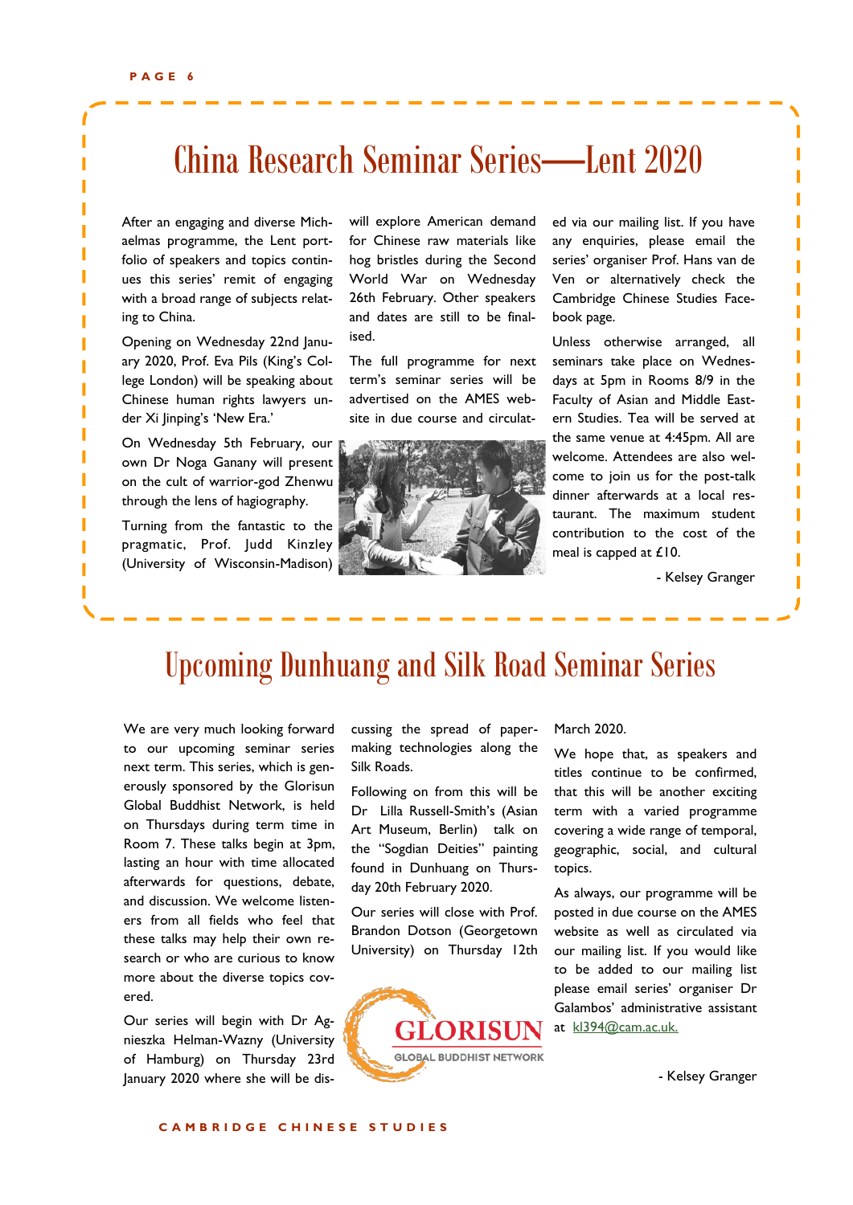# China Research Seminar Series—Lent 2020

After an engaging and diverse Michaelmas programme, the Lent portfolio of speakers and topics continues this series' remit of engaging with a broad range of subjects relating to China.

Opening on Wednesday 22nd January 2020, Prof. Eva Pils (King's College London) will be speaking about Chinese human rights lawyers under Xi Jinping's 'New Era.'

On Wednesday 5th February, our own Dr Noga Ganany will present on the cult of warrior-god Zhenwu through the lens of hagiography.

Turning from the fantastic to the pragmatic, Prof. Judd Kinzley (University of Wisconsin-Madison) will explore American demand for Chinese raw materials like hog bristles during the Second World War on Wednesday 26th February. Other speakers and dates are still to be finalised.

The full programme for next term's seminar series will be advertised on the AMES website in due course and circulated via our mailing list. If you have any enquiries, please email the series' organiser Prof. Hans van de Ven or alternatively check the Cambridge Chinese Studies Facebook page.

Unless otherwise arranged, all seminars take place on Wednesdays at 5pm in Rooms 8/9 in the Faculty of Asian and Middle Eastern Studies. Tea will be served at the same venue at 4:45pm. All are welcome. Attendees are also welcome to join us for the post-talk dinner afterwards at a local restaurant. The maximum student contribution to the cost of the meal is capped at £10.

- Kelsey Granger

# Upcoming Dunhuang and Silk Road Seminar Series

We are very much looking forward to our upcoming seminar series next term. This series, which is generously sponsored by the Glorisun Global Buddhist Network, is held on Thursdays during term time in Room 7. These talks begin at 3pm, lasting an hour with time allocated afterwards for questions, debate, and discussion. We welcome listeners from all fields who feel that these talks may help their own research or who are curious to know more about the diverse topics covered.

Our series will begin with Dr Agnieszka Helman-Wazny (University of Hamburg) on Thursday 23rd January 2020 where she will be discussing the spread of papermaking technologies along the Silk Roads.

Following on from this will be Dr Lilla Russell-Smith's (Asian Art Museum, Berlin) talk on the "Sogdian Deities" painting found in Dunhuang on Thursday 20th February 2020.

Our series will close with Prof. Brandon Dotson (Georgetown University) on Thursday 12th March 2020.

We hope that, as speakers and titles continue to be confirmed, that this will be another exciting term with a varied programme covering a wide range of temporal, geographic, social, and cultural topics.

As always, our programme will be posted in due course on the AMES website as well as circulated via our mailing list. If you would like to be added to our mailing list please email series' organiser Dr Galambos' administrative assistant at kl394@cam.ac.uk.

GLORISUN GLOBAL BUDDHIST NETWORK

- Kelsey Granger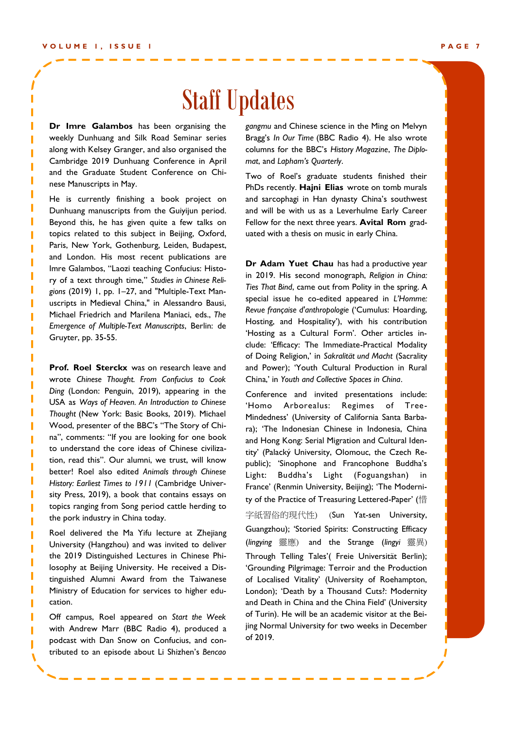# Staff Updates

**Dr Imre Galambos** has been organising the weekly Dunhuang and Silk Road Seminar series along with Kelsey Granger, and also organised the Cambridge 2019 Dunhuang Conference in April and the Graduate Student Conference on Chinese Manuscripts in May.

He is currently finishing a book project on Dunhuang manuscripts from the Guiyijun period. Beyond this, he has given quite a few talks on topics related to this subject in Beijing, Oxford, Paris, New York, Gothenburg, Leiden, Budapest, and London. His most recent publications are Imre Galambos, "Laozi teaching Confucius: History of a text through time," *Studies in Chinese Religions* (2019) 1, pp. 1–27, and "Multiple-Text Manuscripts in Medieval China," in Alessandro Bausi, Michael Friedrich and Marilena Maniaci, eds., *The Emergence of Multiple-Text Manuscripts*, Berlin: de Gruyter, pp. 35-55.

**Prof. Roel Sterckx** was on research leave and wrote *Chinese Thought. From Confucius to Cook Ding* (London: Penguin, 2019), appearing in the USA as *Ways of Heaven. An Introduction to Chinese Thought* (New York: Basic Books, 2019). Michael Wood, presenter of the BBC's "The Story of China", comments: "If you are looking for one book to understand the core ideas of Chinese civilization, read this". Our alumni, we trust, will know better! Roel also edited *Animals through Chinese History: Earliest Times to 1911* (Cambridge University Press, 2019), a book that contains essays on topics ranging from Song period cattle herding to the pork industry in China today.

Roel delivered the Ma Yifu lecture at Zhejiang University (Hangzhou) and was invited to deliver the 2019 Distinguished Lectures in Chinese Philosophy at Beijing University. He received a Distinguished Alumni Award from the Taiwanese Ministry of Education for services to higher education.

Off campus, Roel appeared on *Start the Week* with Andrew Marr (BBC Radio 4), produced a podcast with Dan Snow on Confucius, and contributed to an episode about Li Shizhen's *Bencao gangmu* and Chinese science in the Ming on Melvyn Bragg's *In Our Time* (BBC Radio 4). He also wrote columns for the BBC's *History Magazine*, *The Diplomat*, and *Lapham's Quarterly*.

Two of Roel's graduate students finished their PhDs recently. **Hajni Elias** wrote on tomb murals and sarcophagi in Han dynasty China's southwest and will be with us as a Leverhulme Early Career Fellow for the next three years. **Avital Rom** graduated with a thesis on music in early China.

**Dr Adam Yuet Chau** has had a productive year in 2019. His second monograph, *Religion in China: Ties That Bind*, came out from Polity in the spring. A special issue he co-edited appeared in *L'Homme: Revue française d'anthropologie* ('Cumulus: Hoarding, Hosting, and Hospitality'), with his contribution 'Hosting as a Cultural Form'. Other articles include: 'Efficacy: The Immediate-Practical Modality of Doing Religion,' in *Sakralität und Macht* (Sacrality and Power); 'Youth Cultural Production in Rural China,' in *Youth and Collective Spaces in China*.

Conference and invited presentations include: 'Homo Arborealus: Regimes of Tree-Mindedness' (University of California Santa Barbara); 'The Indonesian Chinese in Indonesia, China and Hong Kong: Serial Migration and Cultural Identity' (Palacký University, Olomouc, the Czech Republic); 'Sinophone and Francophone Buddha's Light: Buddha's Light (Foguangshan) in France' (Renmin University, Beijing); 'The Modernity of the Practice of Treasuring Lettered-Paper' (惜字紙習俗的現代性) (Sun Yat-sen University, Guangzhou); 'Storied Spirits: Constructing Efficacy (*lingying* 靈應) and the Strange (*lingyi* 靈異) Through Telling Tales'( Freie Universität Berlin); 'Grounding Pilgrimage: Terroir and the Production of Localised Vitality' (University of Roehampton, London); 'Death by a Thousand Cuts?: Modernity and Death in China and the China Field' (University of Turin). He will be an academic visitor at the Beijing Normal University for two weeks in December of 2019.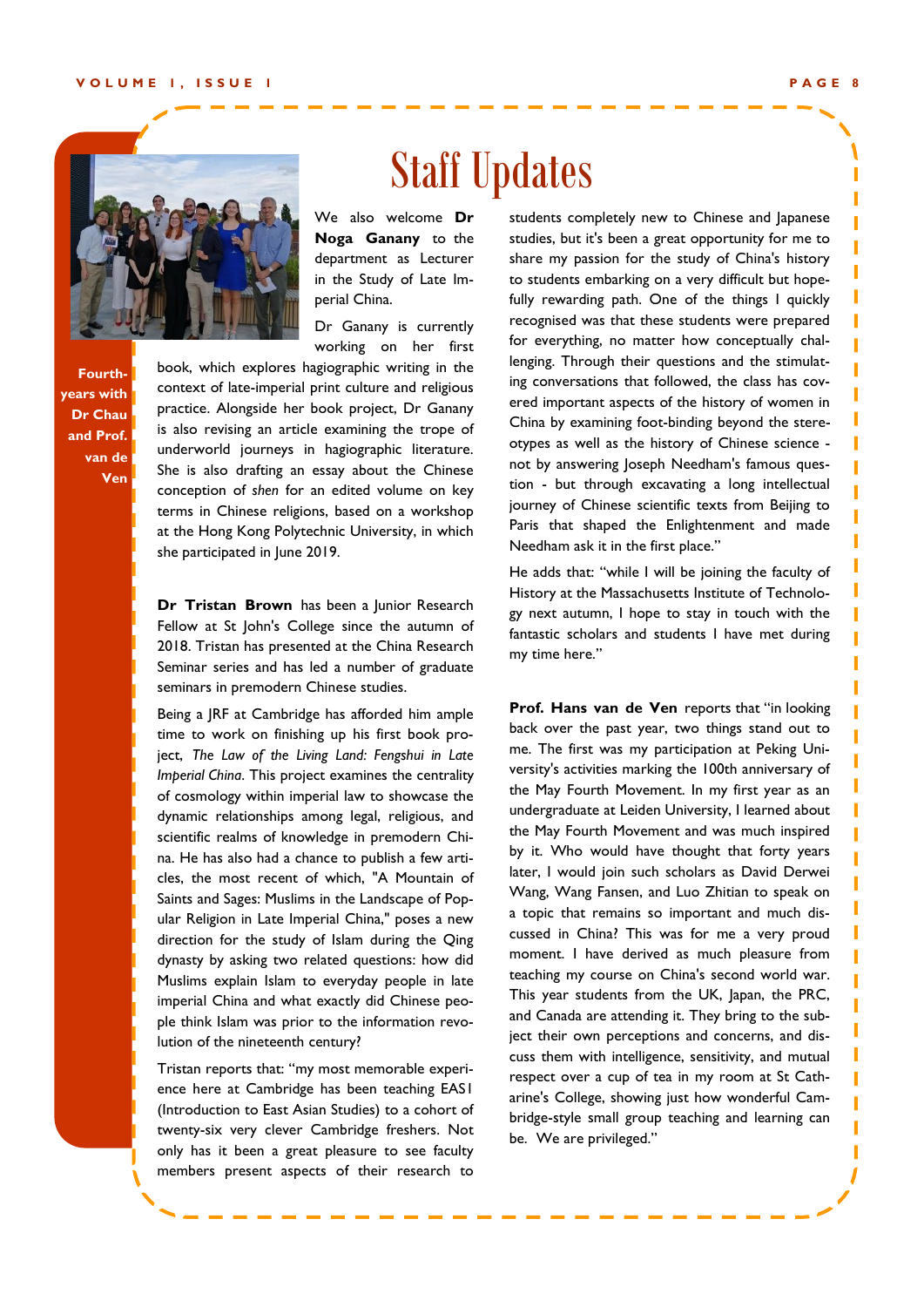# Staff Updates

Fourth-years with Dr Chau and Prof. van de Ven

We also welcome **Dr Noga Ganany** to the department as Lecturer in the Study of Late Imperial China.

Dr Ganany is currently working on her first book, which explores hagiographic writing in the context of late-imperial print culture and religious practice. Alongside her book project, Dr Ganany is also revising an article examining the trope of underworld journeys in hagiographic literature. She is also drafting an essay about the Chinese conception of *shen* for an edited volume on key terms in Chinese religions, based on a workshop at the Hong Kong Polytechnic University, in which she participated in June 2019.

**Dr Tristan Brown** has been a Junior Research Fellow at St John's College since the autumn of 2018. Tristan has presented at the China Research Seminar series and has led a number of graduate seminars in premodern Chinese studies.

Being a JRF at Cambridge has afforded him ample time to work on finishing up his first book project, *The Law of the Living Land: Fengshui in Late Imperial China*. This project examines the centrality of cosmology within imperial law to showcase the dynamic relationships among legal, religious, and scientific realms of knowledge in premodern China. He has also had a chance to publish a few articles, the most recent of which, "A Mountain of Saints and Sages: Muslims in the Landscape of Popular Religion in Late Imperial China," poses a new direction for the study of Islam during the Qing dynasty by asking two related questions: how did Muslims explain Islam to everyday people in late imperial China and what exactly did Chinese people think Islam was prior to the information revolution of the nineteenth century?

Tristan reports that: "my most memorable experience here at Cambridge has been teaching EAS1 (Introduction to East Asian Studies) to a cohort of twenty-six very clever Cambridge freshers. Not only has it been a great pleasure to see faculty members present aspects of their research to students completely new to Chinese and Japanese studies, but it's been a great opportunity for me to share my passion for the study of China's history to students embarking on a very difficult but hopefully rewarding path. One of the things I quickly recognised was that these students were prepared for everything, no matter how conceptually challenging. Through their questions and the stimulating conversations that followed, the class has covered important aspects of the history of women in China by examining foot-binding beyond the stereotypes as well as the history of Chinese science - not by answering Joseph Needham's famous question - but through excavating a long intellectual journey of Chinese scientific texts from Beijing to Paris that shaped the Enlightenment and made Needham ask it in the first place."

He adds that: "while I will be joining the faculty of History at the Massachusetts Institute of Technology next autumn, I hope to stay in touch with the fantastic scholars and students I have met during my time here."

**Prof. Hans van de Ven** reports that "in looking back over the past year, two things stand out to me. The first was my participation at Peking University's activities marking the 100th anniversary of the May Fourth Movement. In my first year as an undergraduate at Leiden University, I learned about the May Fourth Movement and was much inspired by it. Who would have thought that forty years later, I would join such scholars as David Derwei Wang, Wang Fansen, and Luo Zhitian to speak on a topic that remains so important and much discussed in China? This was for me a very proud moment. I have derived as much pleasure from teaching my course on China's second world war. This year students from the UK, Japan, the PRC, and Canada are attending it. They bring to the subject their own perceptions and concerns, and discuss them with intelligence, sensitivity, and mutual respect over a cup of tea in my room at St Catharine's College, showing just how wonderful Cambridge-style small group teaching and learning can be. We are privileged."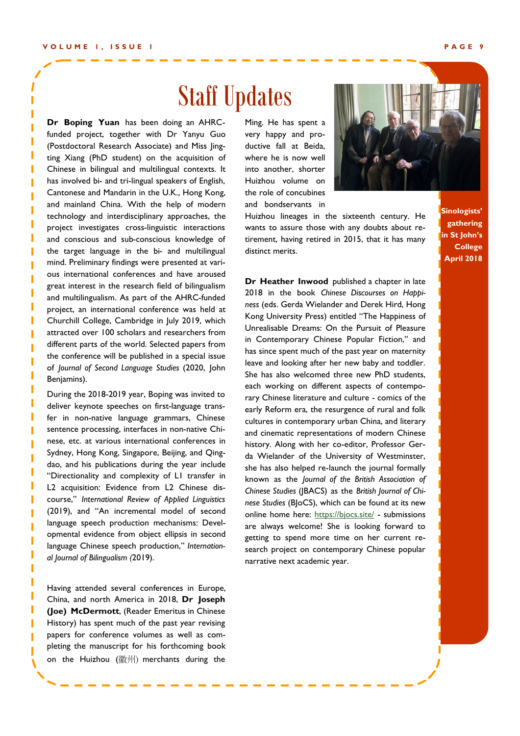# Staff Updates

**Dr Boping Yuan** has been doing an AHRC-funded project, together with Dr Yanyu Guo (Postdoctoral Research Associate) and Miss Jingting Xiang (PhD student) on the acquisition of Chinese in bilingual and multilingual contexts. It has involved bi- and tri-lingual speakers of English, Cantonese and Mandarin in the U.K., Hong Kong, and mainland China. With the help of modern technology and interdisciplinary approaches, the project investigates cross-linguistic interactions and conscious and sub-conscious knowledge of the target language in the bi- and multilingual mind. Preliminary findings were presented at various international conferences and have aroused great interest in the research field of bilingualism and multilingualism. As part of the AHRC-funded project, an international conference was held at Churchill College, Cambridge in July 2019, which attracted over 100 scholars and researchers from different parts of the world. Selected papers from the conference will be published in a special issue of *Journal of Second Language Studies* (2020, John Benjamins).

During the 2018-2019 year, Boping was invited to deliver keynote speeches on first-language transfer in non-native language grammars, Chinese sentence processing, interfaces in non-native Chinese, etc. at various international conferences in Sydney, Hong Kong, Singapore, Beijing, and Qingdao, and his publications during the year include "Directionality and complexity of L1 transfer in L2 acquisition: Evidence from L2 Chinese discourse," *International Review of Applied Linguistics* (2019), and "An incremental model of second language speech production mechanisms: Developmental evidence from object ellipsis in second language Chinese speech production," *International Journal of Bilingualism (*2019).

Having attended several conferences in Europe, China, and north America in 2018, **Dr Joseph (Joe) McDermott**, (Reader Emeritus in Chinese History) has spent much of the past year revising papers for conference volumes as well as completing the manuscript for his forthcoming book on the Huizhou (徽州) merchants during the Ming. He has spent a very happy and productive fall at Beida, where he is now well into another, shorter Huizhou volume on the role of concubines and bondservants in Huizhou lineages in the sixteenth century. He wants to assure those with any doubts about retirement, having retired in 2015, that it has many distinct merits.

Sinologists' gathering in St John's College April 2018

**Dr Heather Inwood** published a chapter in late 2018 in the book *Chinese Discourses on Happiness* (eds. Gerda Wielander and Derek Hird, Hong Kong University Press) entitled "The Happiness of Unrealisable Dreams: On the Pursuit of Pleasure in Contemporary Chinese Popular Fiction," and has since spent much of the past year on maternity leave and looking after her new baby and toddler. She has also welcomed three new PhD students, each working on different aspects of contemporary Chinese literature and culture - comics of the early Reform era, the resurgence of rural and folk cultures in contemporary urban China, and literary and cinematic representations of modern Chinese history. Along with her co-editor, Professor Gerda Wielander of the University of Westminster, she has also helped re-launch the journal formally known as the *Journal of the British Association of Chinese Studies* (JBACS) as the *British Journal of Chinese Studies* (BJoCS), which can be found at its new online home here: https://bjocs.site/ - submissions are always welcome! She is looking forward to getting to spend more time on her current research project on contemporary Chinese popular narrative next academic year.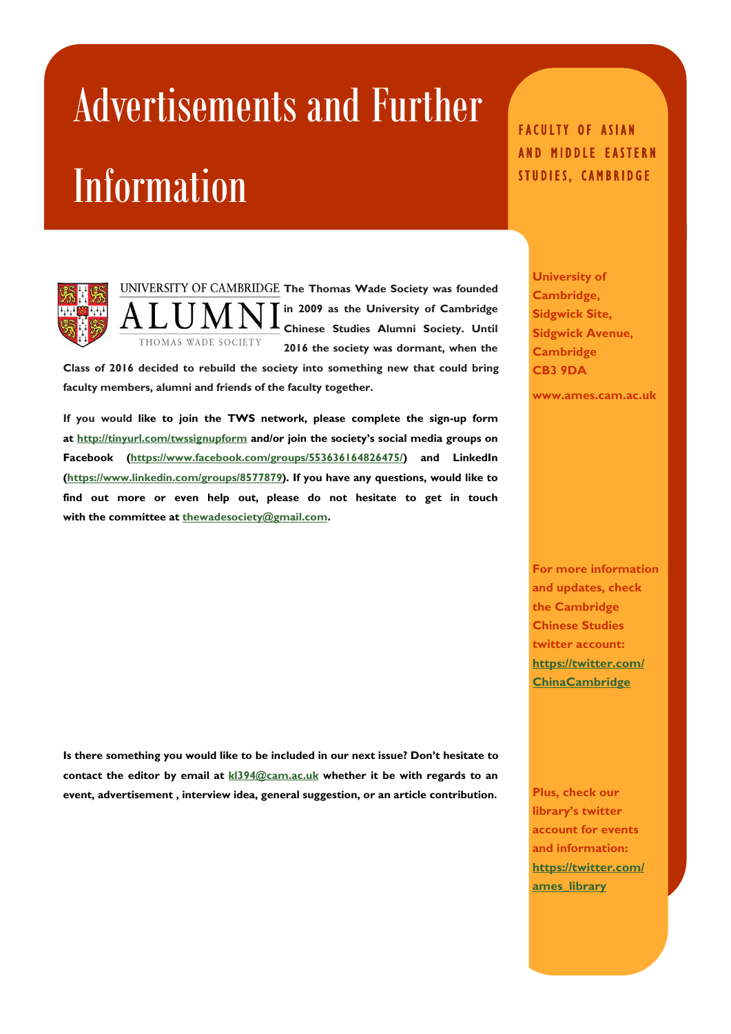# Advertisements and Further Information

FACULTY OF ASIAN AND MIDDLE EASTERN STUDIES, CAMBRIDGE

UNIVERSITY OF CAMBRIDGE ALUMNI THOMAS WADE SOCIETY

**The Thomas Wade Society was founded in 2009 as the University of Cambridge Chinese Studies Alumni Society. Until 2016 the society was dormant, when the Class of 2016 decided to rebuild the society into something new that could bring faculty members, alumni and friends of the faculty together.**

**If you would like to join the TWS network, please complete the sign-up form at http://tinyurl.com/twssignupform and/or join the society's social media groups on Facebook (https://www.facebook.com/groups/553636164826475/) and LinkedIn (https://www.linkedin.com/groups/8577879). If you have any questions, would like to find out more or even help out, please do not hesitate to get in touch with the committee at thewadesociety@gmail.com.**

**Is there something you would like to be included in our next issue? Don't hesitate to contact the editor by email at kl394@cam.ac.uk whether it be with regards to an event, advertisement , interview idea, general suggestion, or an article contribution.**

**University of Cambridge,**
**Sidgwick Site,**
**Sidgwick Avenue,**
**Cambridge**
**CB3 9DA**

**www.ames.cam.ac.uk**

**For more information and updates, check the Cambridge Chinese Studies twitter account: https://twitter.com/ChinaCambridge**

**Plus, check our library's twitter account for events and information: https://twitter.com/ames_library**